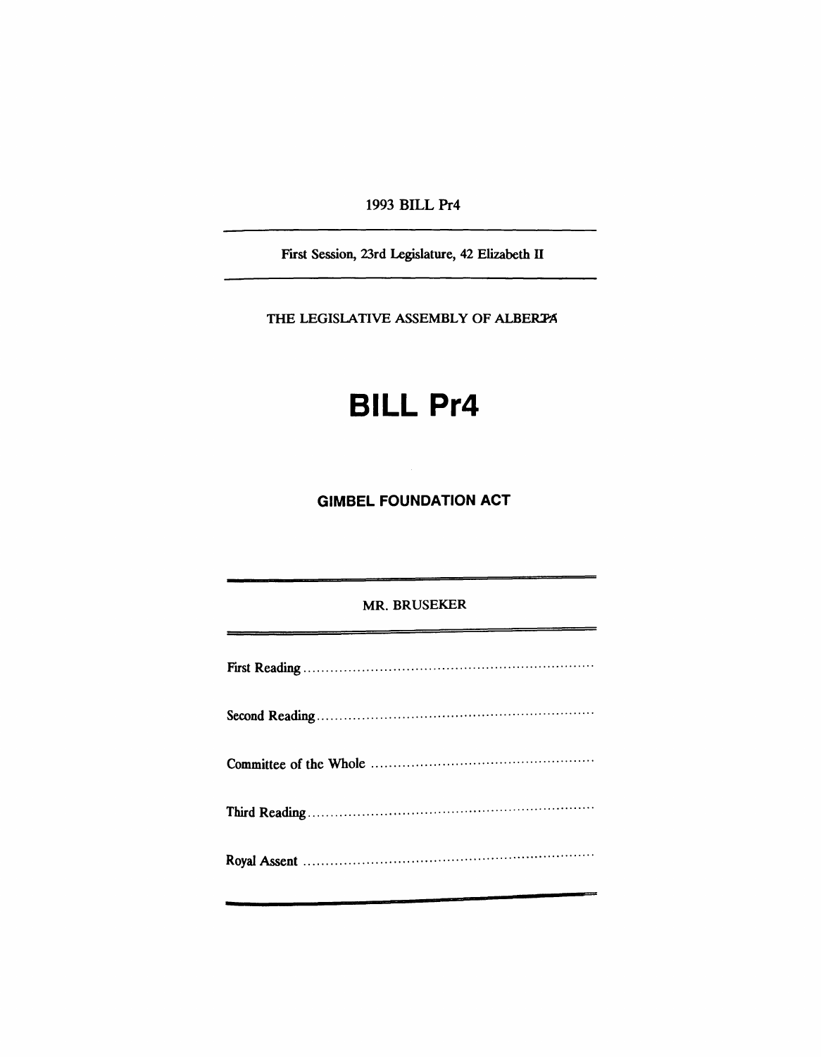1993 BILL Pr4

First Session, 23rd Legislature, 42 Elizabeth II

THE LEGISLATIVE ASSEMBLY OF ALBERTA

# BILL Pr4

## GIMBEL FOUNDATION ACT

MR. BRUSEKER

First Reading ....................................................................

Second Reading ....................................................................

Committee of the Whole ....................................................................

Third Reading ....................................................................

Royal Assent ....................................................................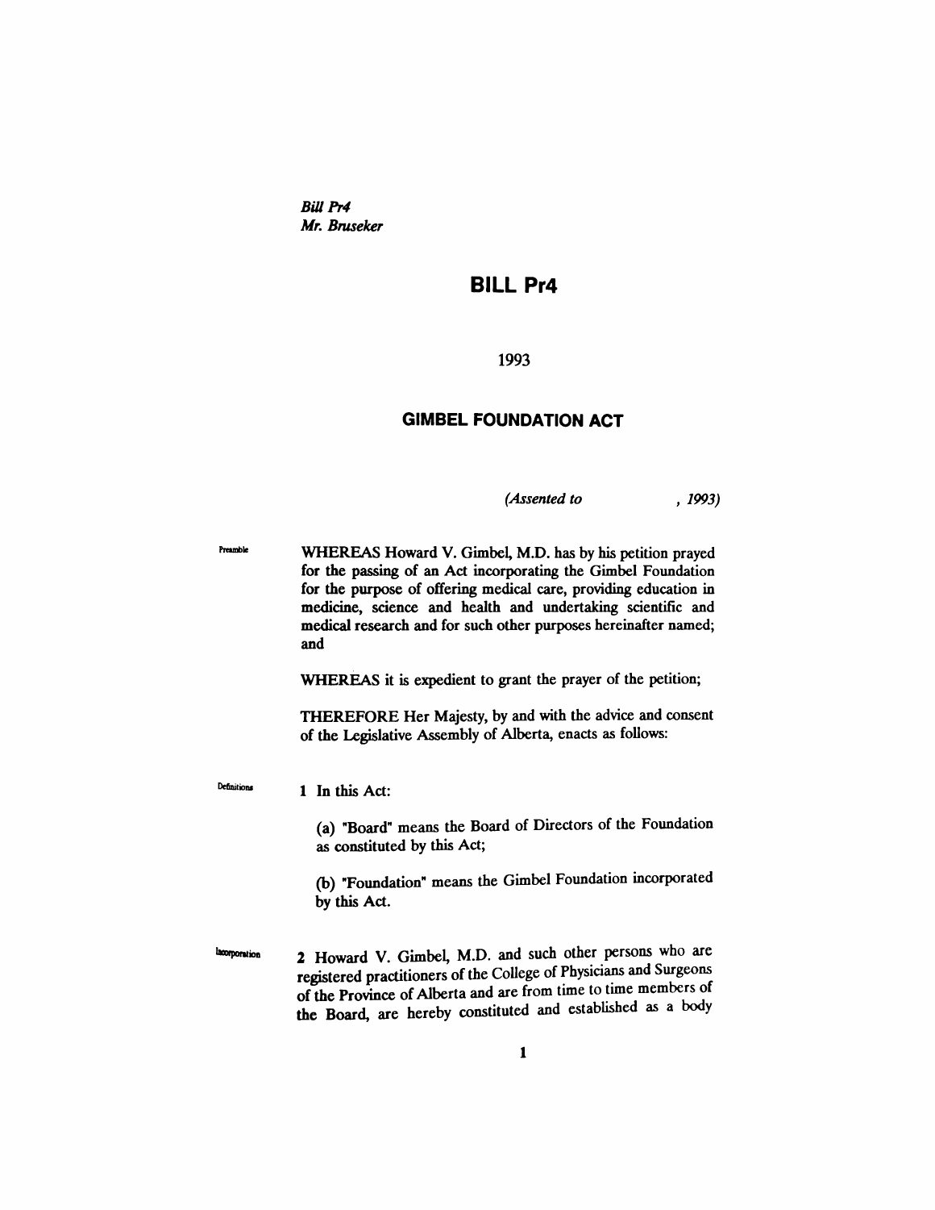*Bill Pr4*
*Mr. Bruseker*

# BILL Pr4

1993

## GIMBEL FOUNDATION ACT

*(Assented to , 1993)*

Preamble

WHEREAS Howard V. Gimbel, M.D. has by his petition prayed for the passing of an Act incorporating the Gimbel Foundation for the purpose of offering medical care, providing education in medicine, science and health and undertaking scientific and medical research and for such other purposes hereinafter named; and

WHEREAS it is expedient to grant the prayer of the petition;

THEREFORE Her Majesty, by and with the advice and consent of the Legislative Assembly of Alberta, enacts as follows:

Definitions

**1** In this Act:

(a) "Board" means the Board of Directors of the Foundation as constituted by this Act;

(b) "Foundation" means the Gimbel Foundation incorporated by this Act.

Incorporation

**2** Howard V. Gimbel, M.D. and such other persons who are registered practitioners of the College of Physicians and Surgeons of the Province of Alberta and are from time to time members of the Board, are hereby constituted and established as a body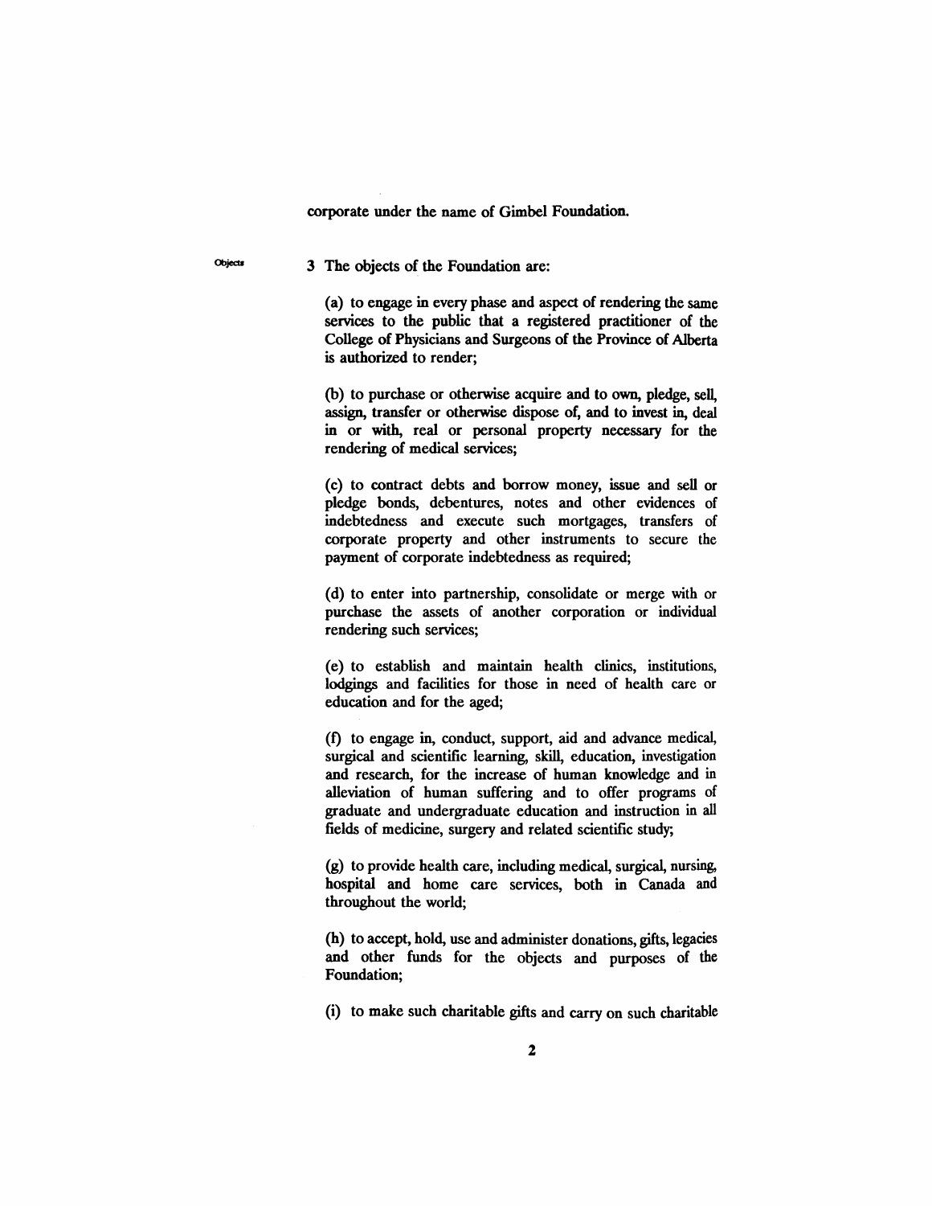corporate under the name of Gimbel Foundation.

Objects

3 The objects of the Foundation are:

(a) to engage in every phase and aspect of rendering the same services to the public that a registered practitioner of the College of Physicians and Surgeons of the Province of Alberta is authorized to render;

(b) to purchase or otherwise acquire and to own, pledge, sell, assign, transfer or otherwise dispose of, and to invest in, deal in or with, real or personal property necessary for the rendering of medical services;

(c) to contract debts and borrow money, issue and sell or pledge bonds, debentures, notes and other evidences of indebtedness and execute such mortgages, transfers of corporate property and other instruments to secure the payment of corporate indebtedness as required;

(d) to enter into partnership, consolidate or merge with or purchase the assets of another corporation or individual rendering such services;

(e) to establish and maintain health clinics, institutions, lodgings and facilities for those in need of health care or education and for the aged;

(f) to engage in, conduct, support, aid and advance medical, surgical and scientific learning, skill, education, investigation and research, for the increase of human knowledge and in alleviation of human suffering and to offer programs of graduate and undergraduate education and instruction in all fields of medicine, surgery and related scientific study;

(g) to provide health care, including medical, surgical, nursing, hospital and home care services, both in Canada and throughout the world;

(h) to accept, hold, use and administer donations, gifts, legacies and other funds for the objects and purposes of the Foundation;

(i) to make such charitable gifts and carry on such charitable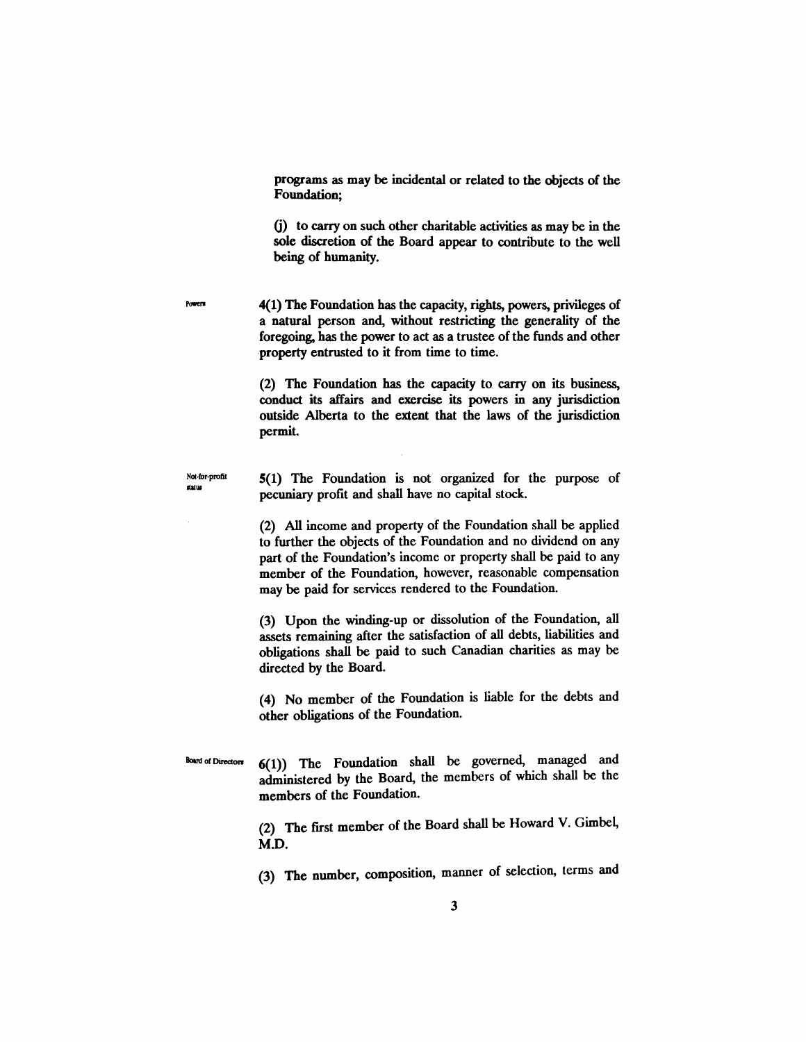programs as may be incidental or related to the objects of the Foundation;

(j) to carry on such other charitable activities as may be in the sole discretion of the Board appear to contribute to the well being of humanity.

Powers

**4(1)** The Foundation has the capacity, rights, powers, privileges of a natural person and, without restricting the generality of the foregoing, has the power to act as a trustee of the funds and other property entrusted to it from time to time.

(2) The Foundation has the capacity to carry on its business, conduct its affairs and exercise its powers in any jurisdiction outside Alberta to the extent that the laws of the jurisdiction permit.

Not-for-profit status

**5(1)** The Foundation is not organized for the purpose of pecuniary profit and shall have no capital stock.

(2) All income and property of the Foundation shall be applied to further the objects of the Foundation and no dividend on any part of the Foundation's income or property shall be paid to any member of the Foundation, however, reasonable compensation may be paid for services rendered to the Foundation.

(3) Upon the winding-up or dissolution of the Foundation, all assets remaining after the satisfaction of all debts, liabilities and obligations shall be paid to such Canadian charities as may be directed by the Board.

(4) No member of the Foundation is liable for the debts and other obligations of the Foundation.

Board of Directors

**6(1))** The Foundation shall be governed, managed and administered by the Board, the members of which shall be the members of the Foundation.

(2) The first member of the Board shall be Howard V. Gimbel, M.D.

(3) The number, composition, manner of selection, terms and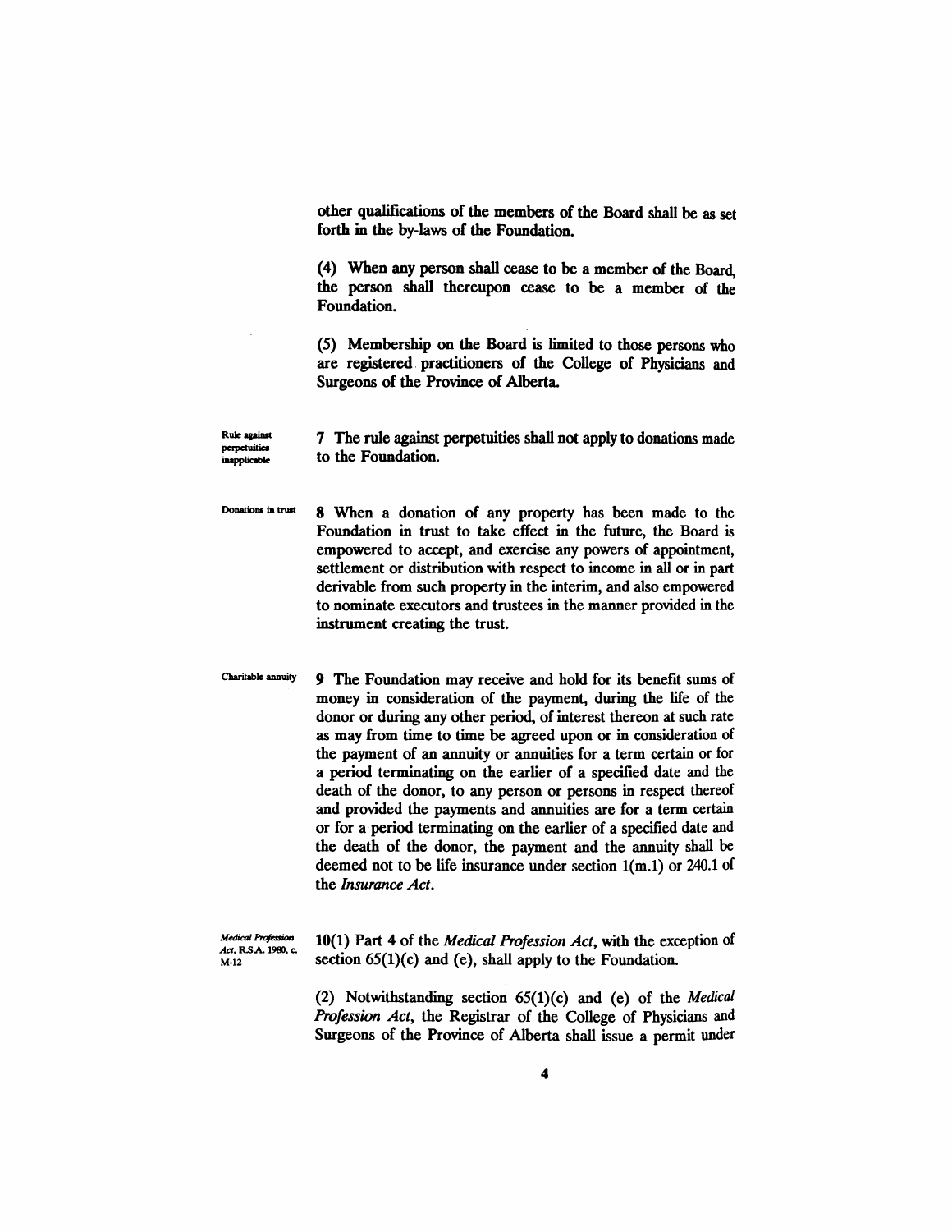other qualifications of the members of the Board shall be as set forth in the by-laws of the Foundation.

(4) When any person shall cease to be a member of the Board, the person shall thereupon cease to be a member of the Foundation.

(5) Membership on the Board is limited to those persons who are registered practitioners of the College of Physicians and Surgeons of the Province of Alberta.

**Rule against perpetuities inapplicable**

7 The rule against perpetuities shall not apply to donations made to the Foundation.

**Donations in trust**

8 When a donation of any property has been made to the Foundation in trust to take effect in the future, the Board is empowered to accept, and exercise any powers of appointment, settlement or distribution with respect to income in all or in part derivable from such property in the interim, and also empowered to nominate executors and trustees in the manner provided in the instrument creating the trust.

**Charitable annuity**

9 The Foundation may receive and hold for its benefit sums of money in consideration of the payment, during the life of the donor or during any other period, of interest thereon at such rate as may from time to time be agreed upon or in consideration of the payment of an annuity or annuities for a term certain or for a period terminating on the earlier of a specified date and the death of the donor, to any person or persons in respect thereof and provided the payments and annuities are for a term certain or for a period terminating on the earlier of a specified date and the death of the donor, the payment and the annuity shall be deemed not to be life insurance under section 1(m.1) or 240.1 of the *Insurance Act*.

***Medical Profession Act*, R.S.A. 1980, c. M-12**

10(1) Part 4 of the *Medical Profession Act*, with the exception of section 65(1)(c) and (e), shall apply to the Foundation.

(2) Notwithstanding section 65(1)(c) and (e) of the *Medical Profession Act*, the Registrar of the College of Physicians and Surgeons of the Province of Alberta shall issue a permit under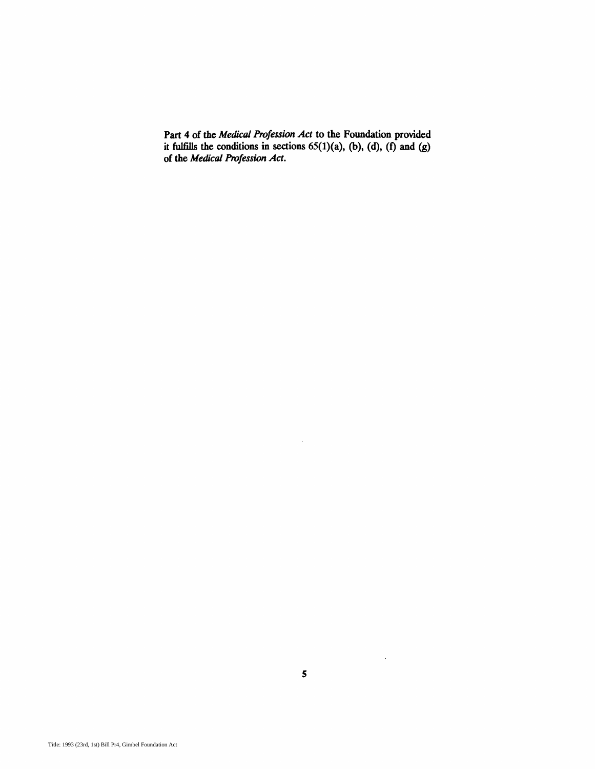Part 4 of the *Medical Profession Act* to the Foundation provided it fulfills the conditions in sections 65(1)(a), (b), (d), (f) and (g) of the *Medical Profession Act*.